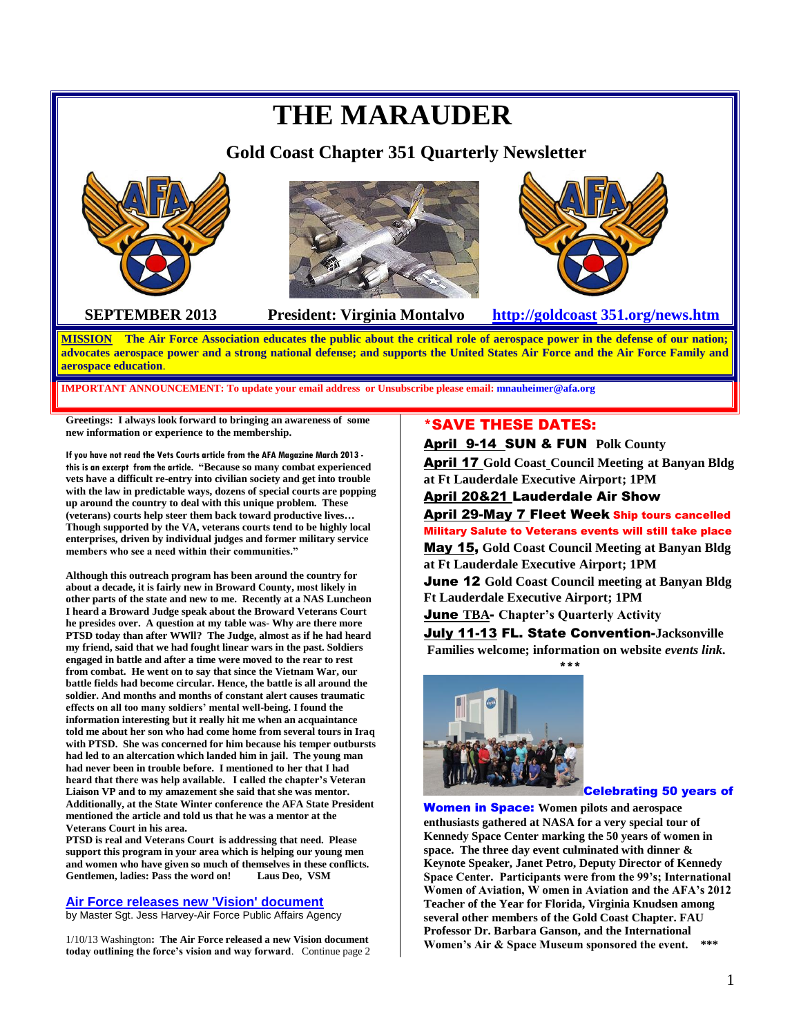# THE MARAUDER

## Gold Coast Chapter 351 Quarterly Newsletter

**SEPTEMBER 2013** **President: Virginia Montalvo** **http://goldcoast 351.org/news.htm**

**MISSION** **The Air Force Association educates the public about the critical role of aerospace power in the defense of our nation; advocates aerospace power and a strong national defense; and supports the United States Air Force and the Air Force Family and aerospace education**.

**IMPORTANT ANNOUNCEMENT: To update your email address or Unsubscribe please email: mnauheimer@afa.org**

**Greetings: I always look forward to bringing an awareness of some new information or experience to the membership.**

**If you have not read the Vets Courts article from the AFA Magazine March 2013 - this is an excerpt from the article. "Because so many combat experienced vets have a difficult re-entry into civilian society and get into trouble with the law in predictable ways, dozens of special courts are popping up around the country to deal with this unique problem. These (veterans) courts help steer them back toward productive lives… Though supported by the VA, veterans courts tend to be highly local enterprises, driven by individual judges and former military service members who see a need within their communities."**

**Although this outreach program has been around the country for about a decade, it is fairly new in Broward County, most likely in other parts of the state and new to me. Recently at a NAS Luncheon I heard a Broward Judge speak about the Broward Veterans Court he presides over. A question at my table was- Why are there more PTSD today than after WWll? The Judge, almost as if he had heard my friend, said that we had fought linear wars in the past. Soldiers engaged in battle and after a time were moved to the rear to rest from combat. He went on to say that since the Vietnam War, our battle fields had become circular. Hence, the battle is all around the soldier. And months and months of constant alert causes traumatic effects on all too many soldiers' mental well-being. I found the information interesting but it really hit me when an acquaintance told me about her son who had come home from several tours in Iraq with PTSD. She was concerned for him because his temper outbursts had led to an altercation which landed him in jail. The young man had never been in trouble before. I mentioned to her that I had heard that there was help available. I called the chapter's Veteran Liaison VP and to my amazement she said that she was mentor. Additionally, at the State Winter conference the AFA State President mentioned the article and told us that he was a mentor at the Veterans Court in his area.**

**PTSD is real and Veterans Court is addressing that need. Please support this program in your area which is helping our young men and women who have given so much of themselves in these conflicts. Gentlemen, ladies: Pass the word on! Laus Deo, VSM**

### Air Force releases new 'Vision' document

by Master Sgt. Jess Harvey-Air Force Public Affairs Agency

1/10/13 Washington: **The Air Force released a new Vision document today outlining the force's vision and way forward**. Continue page 2

## *SAVE THESE DATES:

**April 9-14 SUN & FUN** **Polk County**

**April 17** **Gold Coast Council Meeting at Banyan Bldg at Ft Lauderdale Executive Airport; 1PM**

**April 20&21 Lauderdale Air Show**

**April 29-May 7 Fleet Week** **Ship tours cancelled Military Salute to Veterans events will still take place**

**May 15, Gold Coast Council Meeting at Banyan Bldg at Ft Lauderdale Executive Airport; 1PM**

**June 12 Gold Coast Council meeting at Banyan Bldg Ft Lauderdale Executive Airport; 1PM**

**June TBA- Chapter's Quarterly Activity**

**July 11-13 FL. State Convention-Jacksonville Families welcome; information on website *events link*.**

***

**Celebrating 50 years of Women in Space:** **Women pilots and aerospace enthusiasts gathered at NASA for a very special tour of Kennedy Space Center marking the 50 years of women in space. The three day event culminated with dinner & Keynote Speaker, Janet Petro, Deputy Director of Kennedy Space Center. Participants were from the 99's; International Women of Aviation, W omen in Aviation and the AFA's 2012 Teacher of the Year for Florida, Virginia Knudsen among several other members of the Gold Coast Chapter. FAU Professor Dr. Barbara Ganson, and the International Women's Air & Space Museum sponsored the event. ***\**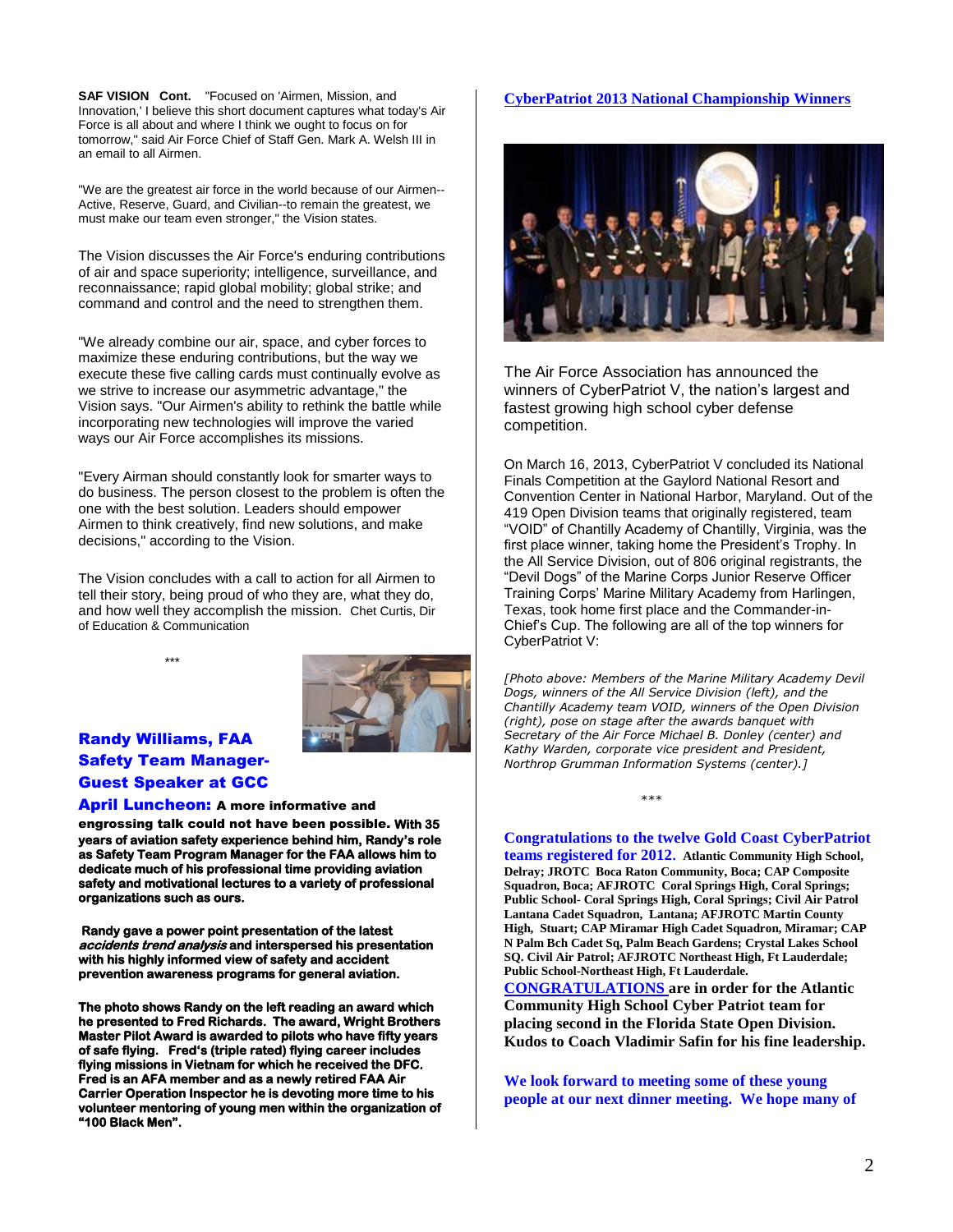**SAF VISION Cont.** "Focused on 'Airmen, Mission, and Innovation,' I believe this short document captures what today's Air Force is all about and where I think we ought to focus on for tomorrow," said Air Force Chief of Staff Gen. Mark A. Welsh III in an email to all Airmen.

"We are the greatest air force in the world because of our Airmen--Active, Reserve, Guard, and Civilian--to remain the greatest, we must make our team even stronger," the Vision states.

The Vision discusses the Air Force's enduring contributions of air and space superiority; intelligence, surveillance, and reconnaissance; rapid global mobility; global strike; and command and control and the need to strengthen them.

"We already combine our air, space, and cyber forces to maximize these enduring contributions, but the way we execute these five calling cards must continually evolve as we strive to increase our asymmetric advantage," the Vision says. "Our Airmen's ability to rethink the battle while incorporating new technologies will improve the varied ways our Air Force accomplishes its missions.

"Every Airman should constantly look for smarter ways to do business. The person closest to the problem is often the one with the best solution. Leaders should empower Airmen to think creatively, find new solutions, and make decisions," according to the Vision.

The Vision concludes with a call to action for all Airmen to tell their story, being proud of who they are, what they do, and how well they accomplish the mission. Chet Curtis, Dir of Education & Communication

***

## Randy Williams, FAA Safety Team Manager- Guest Speaker at GCC April Luncheon:

**A more informative and engrossing talk could not have been possible. With 35 years of aviation safety experience behind him, Randy's role as Safety Team Program Manager for the FAA allows him to dedicate much of his professional time providing aviation safety and motivational lectures to a variety of professional organizations such as ours.**

**Randy gave a power point presentation of the latest *accidents trend analysis* and interspersed his presentation with his highly informed view of safety and accident prevention awareness programs for general aviation.**

**The photo shows Randy on the left reading an award which he presented to Fred Richards. The award, Wright Brothers Master Pilot Award is awarded to pilots who have fifty years of safe flying. Fred's (triple rated) flying career includes flying missions in Vietnam for which he received the DFC. Fred is an AFA member and as a newly retired FAA Air Carrier Operation Inspector he is devoting more time to his volunteer mentoring of young men within the organization of "100 Black Men".**

## CyberPatriot 2013 National Championship Winners

The Air Force Association has announced the winners of CyberPatriot V, the nation's largest and fastest growing high school cyber defense competition.

On March 16, 2013, CyberPatriot V concluded its National Finals Competition at the Gaylord National Resort and Convention Center in National Harbor, Maryland. Out of the 419 Open Division teams that originally registered, team "VOID" of Chantilly Academy of Chantilly, Virginia, was the first place winner, taking home the President's Trophy. In the All Service Division, out of 806 original registrants, the "Devil Dogs" of the Marine Corps Junior Reserve Officer Training Corps' Marine Military Academy from Harlingen, Texas, took home first place and the Commander-in-Chief's Cup. The following are all of the top winners for CyberPatriot V:

*[Photo above: Members of the Marine Military Academy Devil Dogs, winners of the All Service Division (left), and the Chantilly Academy team VOID, winners of the Open Division (right), pose on stage after the awards banquet with Secretary of the Air Force Michael B. Donley (center) and Kathy Warden, corporate vice president and President, Northrop Grumman Information Systems (center).]*

***

**Congratulations to the twelve Gold Coast CyberPatriot teams registered for 2012. Atlantic Community High School, Delray; JROTC Boca Raton Community, Boca; CAP Composite Squadron, Boca; AFJROTC Coral Springs High, Coral Springs; Public School- Coral Springs High, Coral Springs; Civil Air Patrol Lantana Cadet Squadron, Lantana; AFJROTC Martin County High, Stuart; CAP Miramar High Cadet Squadron, Miramar; CAP N Palm Bch Cadet Sq, Palm Beach Gardens; Crystal Lakes School SQ. Civil Air Patrol; AFJROTC Northeast High, Ft Lauderdale; Public School-Northeast High, Ft Lauderdale.**

**CONGRATULATIONS are in order for the Atlantic Community High School Cyber Patriot team for placing second in the Florida State Open Division. Kudos to Coach Vladimir Safin for his fine leadership.**

**We look forward to meeting some of these young people at our next dinner meeting. We hope many of**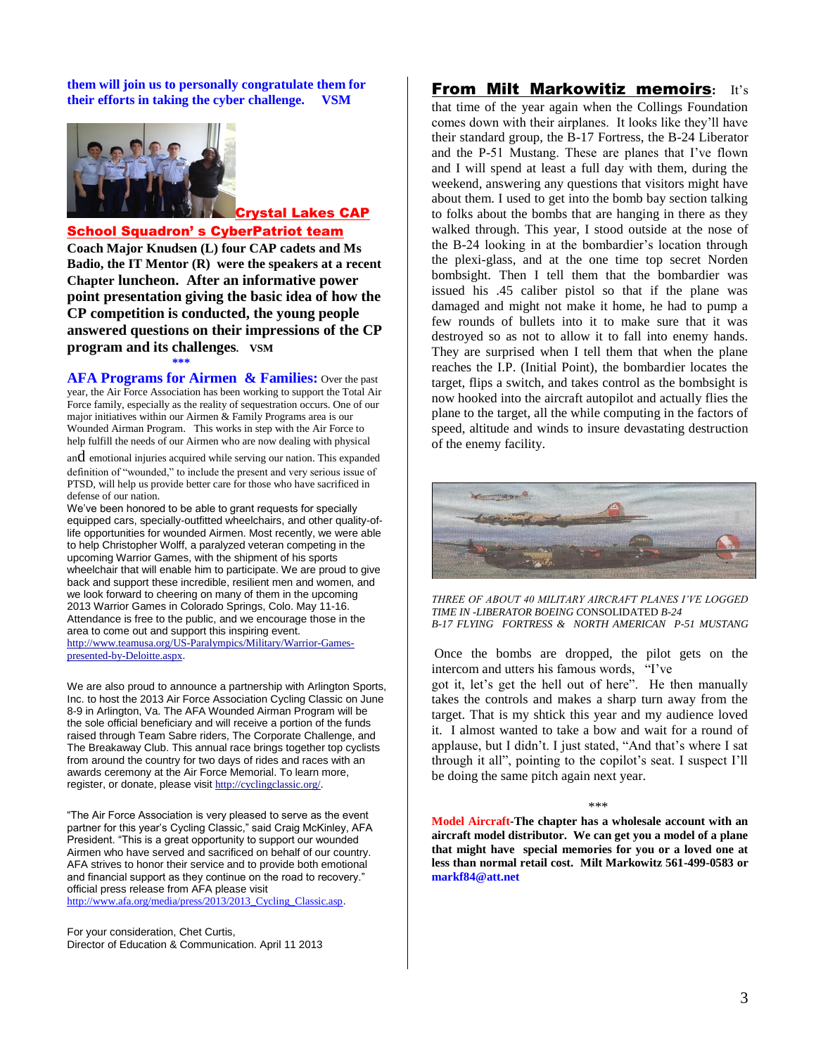**them will join us to personally congratulate them for their efforts in taking the cyber challenge. VSM**

**Crystal Lakes CAP School Squadron's CyberPatriot team**

**Coach Major Knudsen (L) four CAP cadets and Ms Badio, the IT Mentor (R) were the speakers at a recent Chapter luncheon. After an informative power point presentation giving the basic idea of how the CP competition is conducted, the young people answered questions on their impressions of the CP program and its challenges. VSM**

\*\*\*

**AFA Programs for Airmen & Families:** Over the past year, the Air Force Association has been working to support the Total Air Force family, especially as the reality of sequestration occurs. One of our major initiatives within our Airmen & Family Programs area is our Wounded Airman Program. This works in step with the Air Force to help fulfill the needs of our Airmen who are now dealing with physical and emotional injuries acquired while serving our nation. This expanded definition of "wounded," to include the present and very serious issue of PTSD, will help us provide better care for those who have sacrificed in defense of our nation.

We've been honored to be able to grant requests for specially equipped cars, specially-outfitted wheelchairs, and other quality-of-life opportunities for wounded Airmen. Most recently, we were able to help Christopher Wolff, a paralyzed veteran competing in the upcoming Warrior Games, with the shipment of his sports wheelchair that will enable him to participate. We are proud to give back and support these incredible, resilient men and women, and we look forward to cheering on many of them in the upcoming 2013 Warrior Games in Colorado Springs, Colo. May 11-16. Attendance is free to the public, and we encourage those in the area to come out and support this inspiring event. http://www.teamusa.org/US-Paralympics/Military/Warrior-Games-presented-by-Deloitte.aspx.

We are also proud to announce a partnership with Arlington Sports, Inc. to host the 2013 Air Force Association Cycling Classic on June 8-9 in Arlington, Va. The AFA Wounded Airman Program will be the sole official beneficiary and will receive a portion of the funds raised through Team Sabre riders, The Corporate Challenge, and The Breakaway Club. This annual race brings together top cyclists from around the country for two days of rides and races with an awards ceremony at the Air Force Memorial. To learn more, register, or donate, please visit http://cyclingclassic.org/.

"The Air Force Association is very pleased to serve as the event partner for this year's Cycling Classic," said Craig McKinley, AFA President. "This is a great opportunity to support our wounded Airmen who have served and sacrificed on behalf of our country. AFA strives to honor their service and to provide both emotional and financial support as they continue on the road to recovery." official press release from AFA please visit http://www.afa.org/media/press/2013/2013_Cycling_Classic.asp.

For your consideration, Chet Curtis,
Director of Education & Communication. April 11 2013

**From Milt Markowitiz memoirs:** It's that time of the year again when the Collings Foundation comes down with their airplanes. It looks like they'll have their standard group, the B-17 Fortress, the B-24 Liberator and the P-51 Mustang. These are planes that I've flown and I will spend at least a full day with them, during the weekend, answering any questions that visitors might have about them. I used to get into the bomb bay section talking to folks about the bombs that are hanging in there as they walked through. This year, I stood outside at the nose of the B-24 looking in at the bombardier's location through the plexi-glass, and at the one time top secret Norden bombsight. Then I tell them that the bombardier was issued his .45 caliber pistol so that if the plane was damaged and might not make it home, he had to pump a few rounds of bullets into it to make sure that it was destroyed so as not to allow it to fall into enemy hands. They are surprised when I tell them that when the plane reaches the I.P. (Initial Point), the bombardier locates the target, flips a switch, and takes control as the bombsight is now hooked into the aircraft autopilot and actually flies the plane to the target, all the while computing in the factors of speed, altitude and winds to insure devastating destruction of the enemy facility.

*THREE OF ABOUT 40 MILITARY AIRCRAFT PLANES I'VE LOGGED TIME IN -LIBERATOR BOEING* CONSOLIDATED *B-24 B-17 FLYING FORTRESS & NORTH AMERICAN P-51 MUSTANG*

Once the bombs are dropped, the pilot gets on the intercom and utters his famous words, "I've got it, let's get the hell out of here". He then manually takes the controls and makes a sharp turn away from the target. That is my shtick this year and my audience loved it. I almost wanted to take a bow and wait for a round of applause, but I didn't. I just stated, "And that's where I sat through it all", pointing to the copilot's seat. I suspect I'll be doing the same pitch again next year.

\*\*\*

**Model Aircraft-The chapter has a wholesale account with an aircraft model distributor. We can get you a model of a plane that might have special memories for you or a loved one at less than normal retail cost. Milt Markowitz 561-499-0583 or markf84@att.net**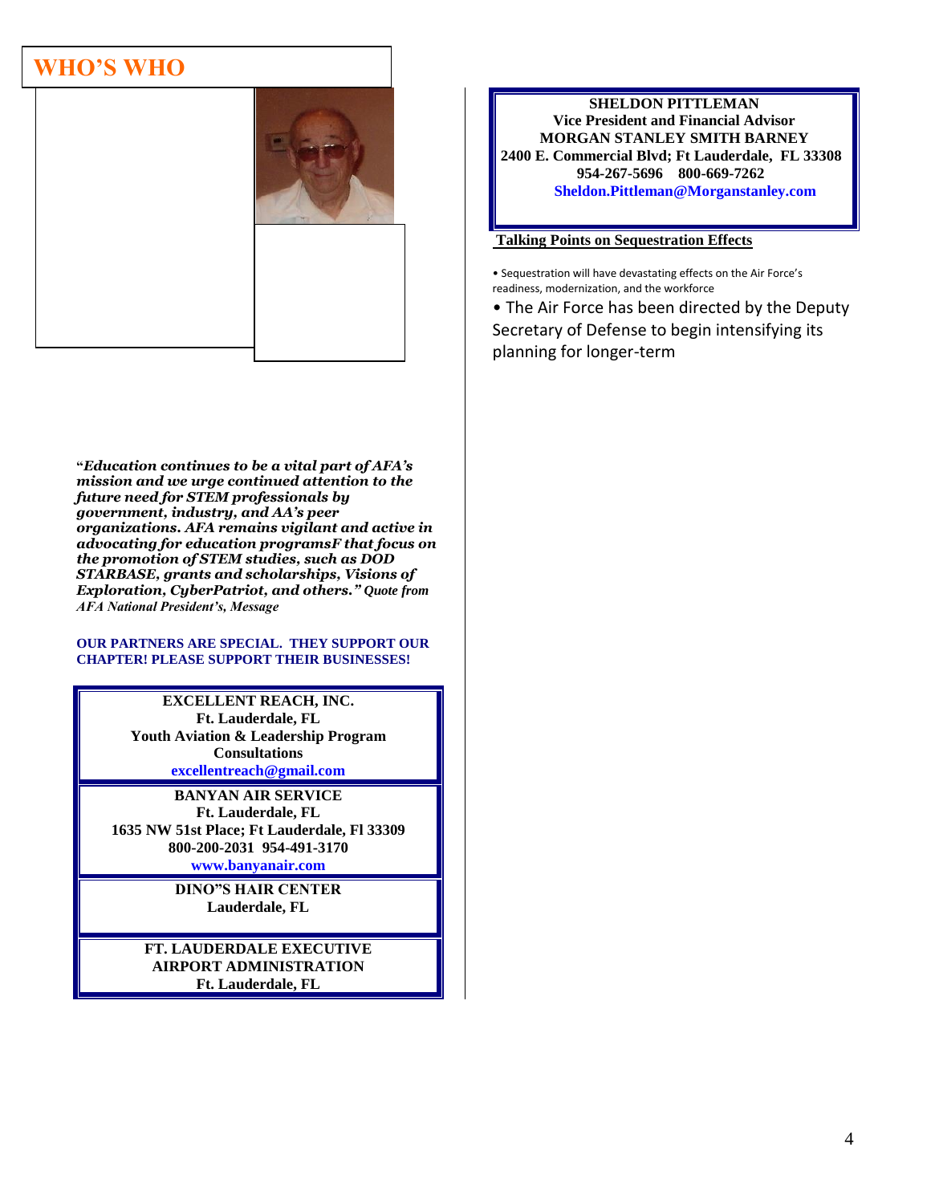## WHO'S WHO

"*Education continues to be a vital part of AFA's mission and we urge continued attention to the future need for STEM professionals by government, industry, and AA's peer organizations. AFA remains vigilant and active in advocating for education programsF that focus on the promotion of STEM studies, such as DOD STARBASE, grants and scholarships, Visions of Exploration, CyberPatriot, and others.*" *Quote from AFA National President's, Message*

**OUR PARTNERS ARE SPECIAL. THEY SUPPORT OUR CHAPTER! PLEASE SUPPORT THEIR BUSINESSES!**

**EXCELLENT REACH, INC.**
**Ft. Lauderdale, FL**
**Youth Aviation & Leadership Program Consultations**
**excellentreach@gmail.com**

**BANYAN AIR SERVICE**
**Ft. Lauderdale, FL**
**1635 NW 51st Place; Ft Lauderdale, Fl 33309**
**800-200-2031 954-491-3170**
**www.banyanair.com**

**DINO"S HAIR CENTER**
**Lauderdale, FL**

**FT. LAUDERDALE EXECUTIVE AIRPORT ADMINISTRATION**
**Ft. Lauderdale, FL**

**SHELDON PITTLEMAN**
**Vice President and Financial Advisor**
**MORGAN STANLEY SMITH BARNEY**
**2400 E. Commercial Blvd; Ft Lauderdale, FL 33308**
**954-267-5696 800-669-7262**
**Sheldon.Pittleman@Morganstanley.com**

**Talking Points on Sequestration Effects**

- Sequestration will have devastating effects on the Air Force's readiness, modernization, and the workforce
- The Air Force has been directed by the Deputy Secretary of Defense to begin intensifying its planning for longer-term